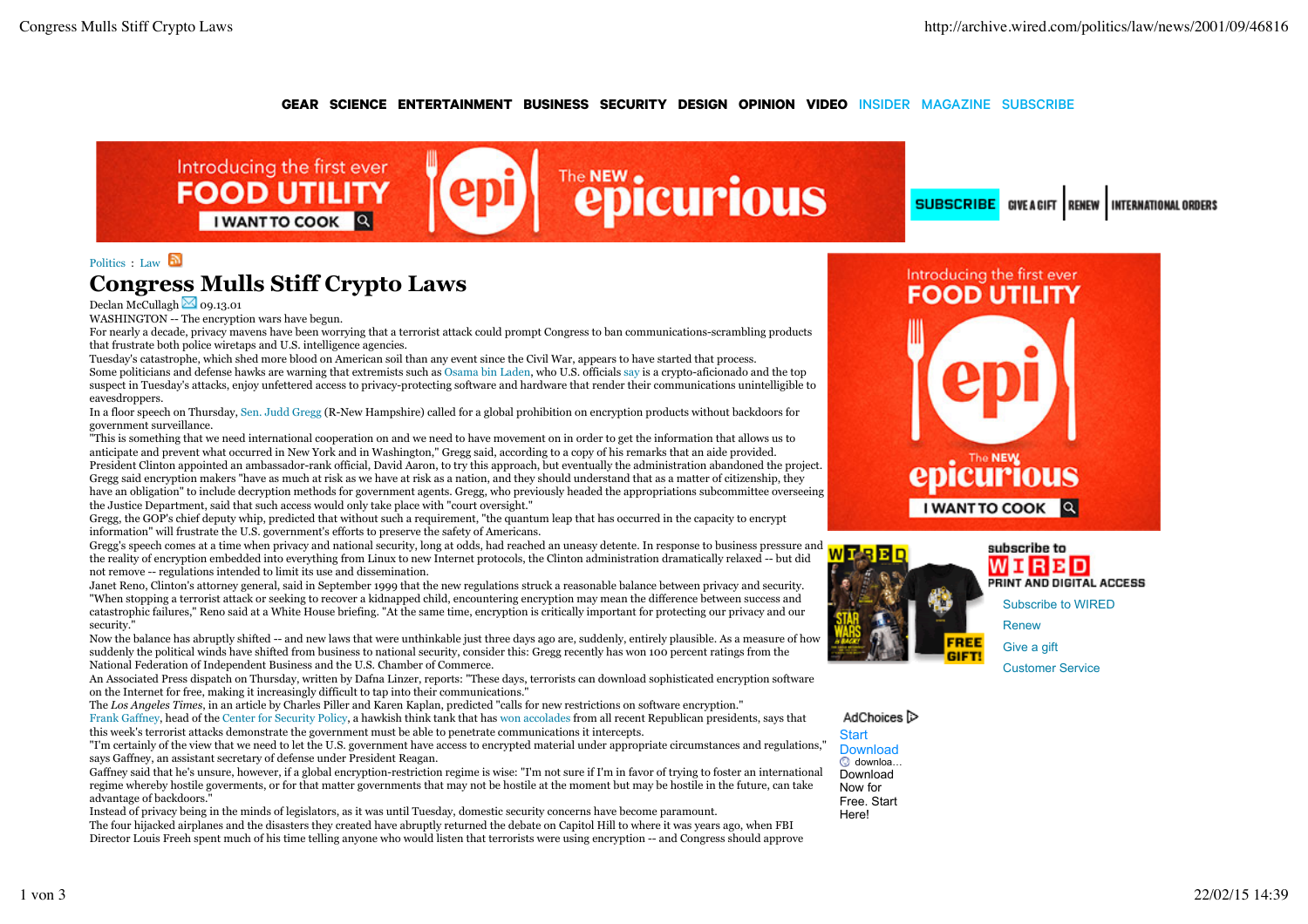Politics : Law

# Congress Mulls Stiff Crypto Laws

Declan McCullagh 09.13.01

WASHINGTON -- The encryption wars have begun.

For nearly a decade, privacy mavens have been worrying that a terrorist attack could prompt Congress to ban communications-scrambling products that frustrate both police wiretaps and U.S. intelligence agencies.

Tuesday's catastrophe, which shed more blood on American soil than any event since the Civil War, appears to have started that process.

Some politicians and defense hawks are warning that extremists such as Osama bin Laden, who U.S. officials say is a crypto-aficionado and the top suspect in Tuesday's attacks, enjoy unfettered access to privacy-protecting software and hardware that render their communications unintelligible to eavesdroppers.

In a floor speech on Thursday, Sen. Judd Gregg (R-New Hampshire) called for a global prohibition on encryption products without backdoors for government surveillance.

"This is something that we need international cooperation on and we need to have movement on in order to get the information that allows us to anticipate and prevent what occurred in New York and in Washington," Gregg said, according to a copy of his remarks that an aide provided.

President Clinton appointed an ambassador-rank official, David Aaron, to try this approach, but eventually the administration abandoned the project.

Gregg said encryption makers "have as much at risk as we have at risk as a nation, and they should understand that as a matter of citizenship, they have an obligation" to include decryption methods for government agents. Gregg, who previously headed the appropriations subcommittee overseeing the Justice Department, said that such access would only take place with "court oversight."

Gregg, the GOP's chief deputy whip, predicted that without such a requirement, "the quantum leap that has occurred in the capacity to encrypt information" will frustrate the U.S. government's efforts to preserve the safety of Americans.

Gregg's speech comes at a time when privacy and national security, long at odds, had reached an uneasy detente. In response to business pressure and the reality of encryption embedded into everything from Linux to new Internet protocols, the Clinton administration dramatically relaxed -- but did not remove -- regulations intended to limit its use and dissemination.

Janet Reno, Clinton's attorney general, said in September 1999 that the new regulations struck a reasonable balance between privacy and security. "When stopping a terrorist attack or seeking to recover a kidnapped child, encountering encryption may mean the difference between success and catastrophic failures," Reno said at a White House briefing. "At the same time, encryption is critically important for protecting our privacy and our security."

Now the balance has abruptly shifted -- and new laws that were unthinkable just three days ago are, suddenly, entirely plausible. As a measure of how suddenly the political winds have shifted from business to national security, consider this: Gregg recently has won 100 percent ratings from the National Federation of Independent Business and the U.S. Chamber of Commerce.

An Associated Press dispatch on Thursday, written by Dafna Linzer, reports: "These days, terrorists can download sophisticated encryption software on the Internet for free, making it increasingly difficult to tap into their communications."

The *Los Angeles Times*, in an article by Charles Piller and Karen Kaplan, predicted "calls for new restrictions on software encryption."

Frank Gaffney, head of the Center for Security Policy, a hawkish think tank that has won accolades from all recent Republican presidents, says that this week's terrorist attacks demonstrate the government must be able to penetrate communications it intercepts.

"I'm certainly of the view that we need to let the U.S. government have access to encrypted material under appropriate circumstances and regulations," says Gaffney, an assistant secretary of defense under President Reagan.

Gaffney said that he's unsure, however, if a global encryption-restriction regime is wise: "I'm not sure if I'm in favor of trying to foster an international regime whereby hostile goverments, or for that matter governments that may not be hostile at the moment but may be hostile in the future, can take advantage of backdoors."

Instead of privacy being in the minds of legislators, as it was until Tuesday, domestic security concerns have become paramount.

The four hijacked airplanes and the disasters they created have abruptly returned the debate on Capitol Hill to where it was years ago, when FBI Director Louis Freeh spent much of his time telling anyone who would listen that terrorists were using encryption -- and Congress should approve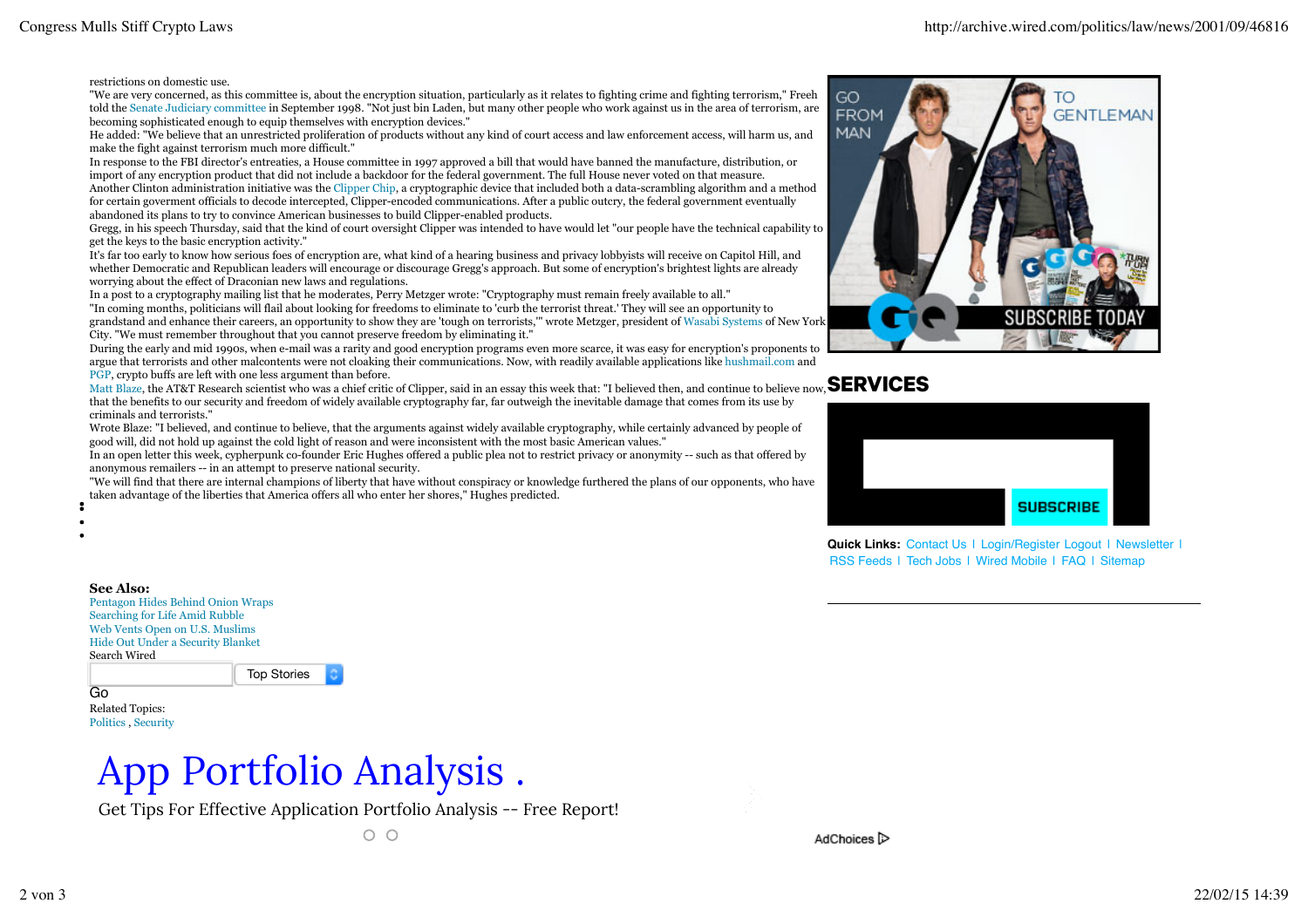restrictions on domestic use.

"We are very concerned, as this committee is, about the encryption situation, particularly as it relates to fighting crime and fighting terrorism," Freeh told the Senate Judiciary committee in September 1998. "Not just bin Laden, but many other people who work against us in the area of terrorism, are becoming sophisticated enough to equip themselves with encryption devices."

He added: "We believe that an unrestricted proliferation of products without any kind of court access and law enforcement access, will harm us, and make the fight against terrorism much more difficult."

In response to the FBI director's entreaties, a House committee in 1997 approved a bill that would have banned the manufacture, distribution, or import of any encryption product that did not include a backdoor for the federal government. The full House never voted on that measure.

Another Clinton administration initiative was the Clipper Chip, a cryptographic device that included both a data-scrambling algorithm and a method for certain goverment officials to decode intercepted, Clipper-encoded communications. After a public outcry, the federal government eventually abandoned its plans to try to convince American businesses to build Clipper-enabled products.

Gregg, in his speech Thursday, said that the kind of court oversight Clipper was intended to have would let "our people have the technical capability to get the keys to the basic encryption activity."

It's far too early to know how serious foes of encryption are, what kind of a hearing business and privacy lobbyists will receive on Capitol Hill, and whether Democratic and Republican leaders will encourage or discourage Gregg's approach. But some of encryption's brightest lights are already worrying about the effect of Draconian new laws and regulations.

In a post to a cryptography mailing list that he moderates, Perry Metzger wrote: "Cryptography must remain freely available to all."

"In coming months, politicians will flail about looking for freedoms to eliminate to 'curb the terrorist threat.' They will see an opportunity to grandstand and enhance their careers, an opportunity to show they are 'tough on terrorists,'" wrote Metzger, president of Wasabi Systems of New York City. "We must remember throughout that you cannot preserve freedom by eliminating it."

During the early and mid 1990s, when e-mail was a rarity and good encryption programs were even more scarce, it was easy for encryption's proponents to argue that terrorists and other malcontents were not cloaking their communications. Now, with readily available applications like hushmail.com and PGP, crypto buffs are left with one less argument than before.

Matt Blaze, the AT&T Research scientist who was a chief critic of Clipper, said in an essay this week that: "I believed then, and continue to believe now, that the benefits to our security and freedom of widely available cryptography far, far outweigh the inevitable damage that comes from its use by criminals and terrorists."

Wrote Blaze: "I believed, and continue to believe, that the arguments against widely available cryptography, while certainly advanced by people of good will, did not hold up against the cold light of reason and were inconsistent with the most basic American values."

In an open letter this week, cypherpunk co-founder Eric Hughes offered a public plea not to restrict privacy or anonymity -- such as that offered by anonymous remailers -- in an attempt to preserve national security.

"We will find that there are internal champions of liberty that have without conspiracy or knowledge furthered the plans of our opponents, who have taken advantage of the liberties that America offers all who enter her shores," Hughes predicted.

**See Also:**

- Pentagon Hides Behind Onion Wraps
- Searching for Life Amid Rubble
- Web Vents Open on U.S. Muslims
- Hide Out Under a Security Blanket

Search Wired

Top Stories

Go

Related Topics:

Politics , Security

## SERVICES

SUBSCRIBE

**Quick Links:** Contact Us | Login/Register Logout | Newsletter | RSS Feeds | Tech Jobs | Wired Mobile | FAQ | Sitemap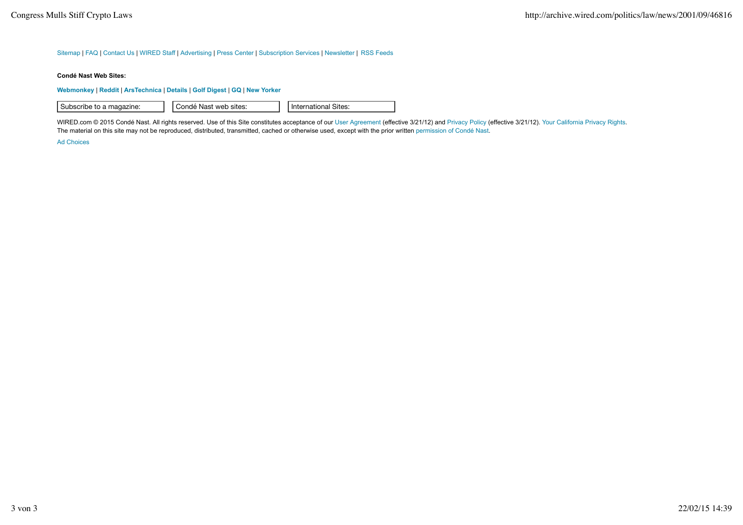Sitemap | FAQ | Contact Us | WIRED Staff | Advertising | Press Center | Subscription Services | Newsletter | RSS Feeds

**Condé Nast Web Sites:**

**Webmonkey** | **Reddit** | **ArsTechnica** | **Details** | **Golf Digest** | **GQ** | **New Yorker**

Subscribe to a magazine: | Condé Nast web sites: | International Sites:

WIRED.com © 2015 Condé Nast. All rights reserved. Use of this Site constitutes acceptance of our User Agreement (effective 3/21/12) and Privacy Policy (effective 3/21/12). Your California Privacy Rights.
The material on this site may not be reproduced, distributed, transmitted, cached or otherwise used, except with the prior written permission of Condé Nast.

Ad Choices